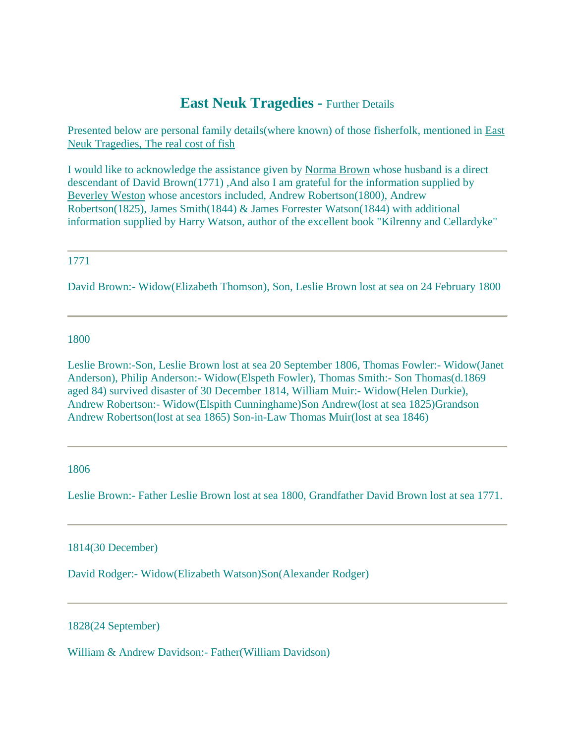# East Neuk Tragedies - Further Details

Presented below are personal family details(where known) of those fisherfolk, mentioned in East Neuk Tragedies, The real cost of fish

I would like to acknowledge the assistance given by Norma Brown whose husband is a direct descendant of David Brown(1771) ,And also I am grateful for the information supplied by Beverley Weston whose ancestors included, Andrew Robertson(1800), Andrew Robertson(1825), James Smith(1844) & James Forrester Watson(1844) with additional information supplied by Harry Watson, author of the excellent book "Kilrenny and Cellardyke"

---

1771

David Brown:- Widow(Elizabeth Thomson), Son, Leslie Brown lost at sea on 24 February 1800

---

1800

Leslie Brown:-Son, Leslie Brown lost at sea 20 September 1806, Thomas Fowler:- Widow(Janet Anderson), Philip Anderson:- Widow(Elspeth Fowler), Thomas Smith:- Son Thomas(d.1869 aged 84) survived disaster of 30 December 1814, William Muir:- Widow(Helen Durkie), Andrew Robertson:- Widow(Elspith Cunninghame)Son Andrew(lost at sea 1825)Grandson Andrew Robertson(lost at sea 1865) Son-in-Law Thomas Muir(lost at sea 1846)

---

1806

Leslie Brown:- Father Leslie Brown lost at sea 1800, Grandfather David Brown lost at sea 1771.

---

1814(30 December)

David Rodger:- Widow(Elizabeth Watson)Son(Alexander Rodger)

---

1828(24 September)

William & Andrew Davidson:- Father(William Davidson)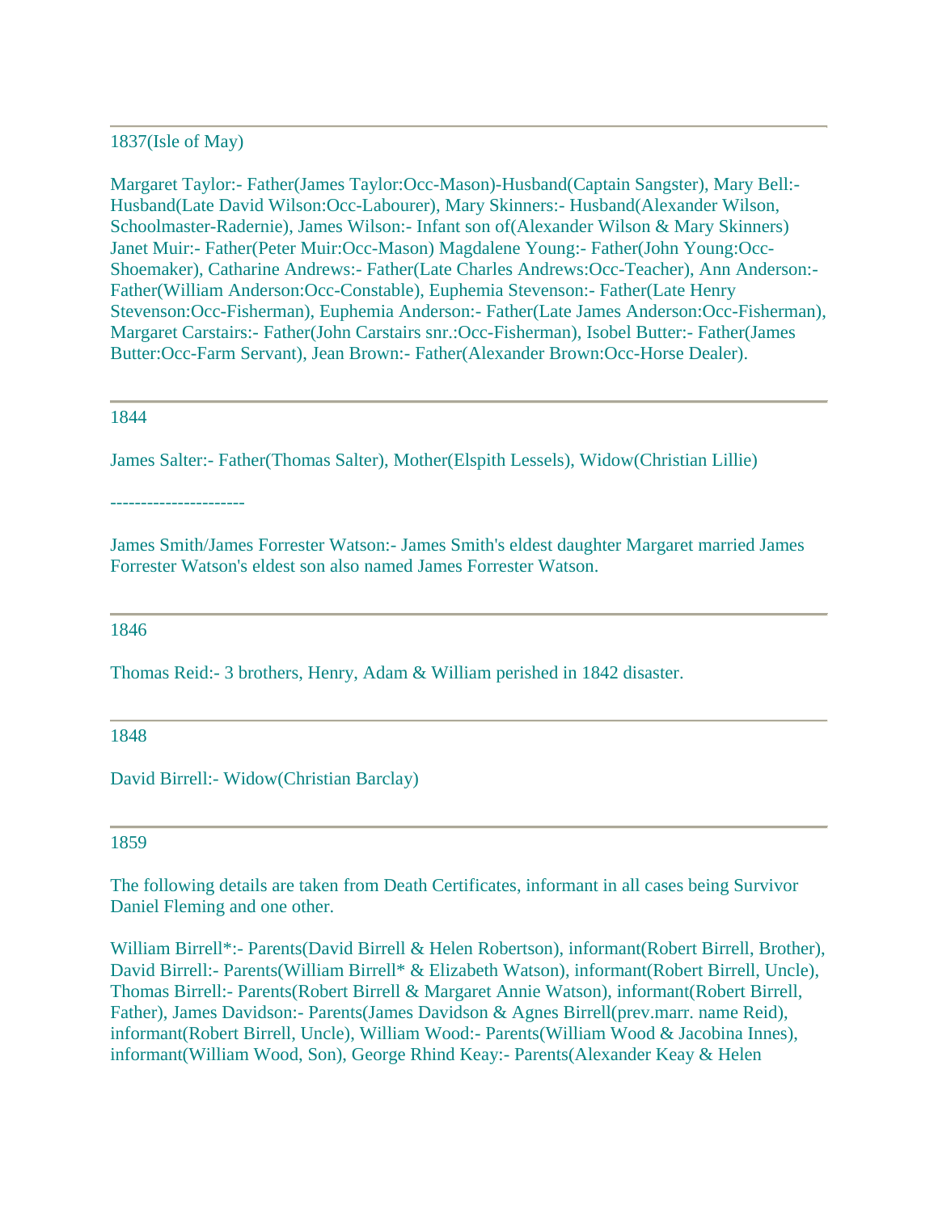---

1837(Isle of May)

Margaret Taylor:- Father(James Taylor:Occ-Mason)-Husband(Captain Sangster), Mary Bell:- Husband(Late David Wilson:Occ-Labourer), Mary Skinners:- Husband(Alexander Wilson, Schoolmaster-Radernie), James Wilson:- Infant son of(Alexander Wilson & Mary Skinners) Janet Muir:- Father(Peter Muir:Occ-Mason) Magdalene Young:- Father(John Young:Occ-Shoemaker), Catharine Andrews:- Father(Late Charles Andrews:Occ-Teacher), Ann Anderson:- Father(William Anderson:Occ-Constable), Euphemia Stevenson:- Father(Late Henry Stevenson:Occ-Fisherman), Euphemia Anderson:- Father(Late James Anderson:Occ-Fisherman), Margaret Carstairs:- Father(John Carstairs snr.:Occ-Fisherman), Isobel Butter:- Father(James Butter:Occ-Farm Servant), Jean Brown:- Father(Alexander Brown:Occ-Horse Dealer).

---

1844

James Salter:- Father(Thomas Salter), Mother(Elspith Lessels), Widow(Christian Lillie)

----------------------

James Smith/James Forrester Watson:- James Smith's eldest daughter Margaret married James Forrester Watson's eldest son also named James Forrester Watson.

---

1846

Thomas Reid:- 3 brothers, Henry, Adam & William perished in 1842 disaster.

---

1848

David Birrell:- Widow(Christian Barclay)

---

1859

The following details are taken from Death Certificates, informant in all cases being Survivor Daniel Fleming and one other.

William Birrell*:- Parents(David Birrell & Helen Robertson), informant(Robert Birrell, Brother), David Birrell:- Parents(William Birrell* & Elizabeth Watson), informant(Robert Birrell, Uncle), Thomas Birrell:- Parents(Robert Birrell & Margaret Annie Watson), informant(Robert Birrell, Father), James Davidson:- Parents(James Davidson & Agnes Birrell(prev.marr. name Reid), informant(Robert Birrell, Uncle), William Wood:- Parents(William Wood & Jacobina Innes), informant(William Wood, Son), George Rhind Keay:- Parents(Alexander Keay & Helen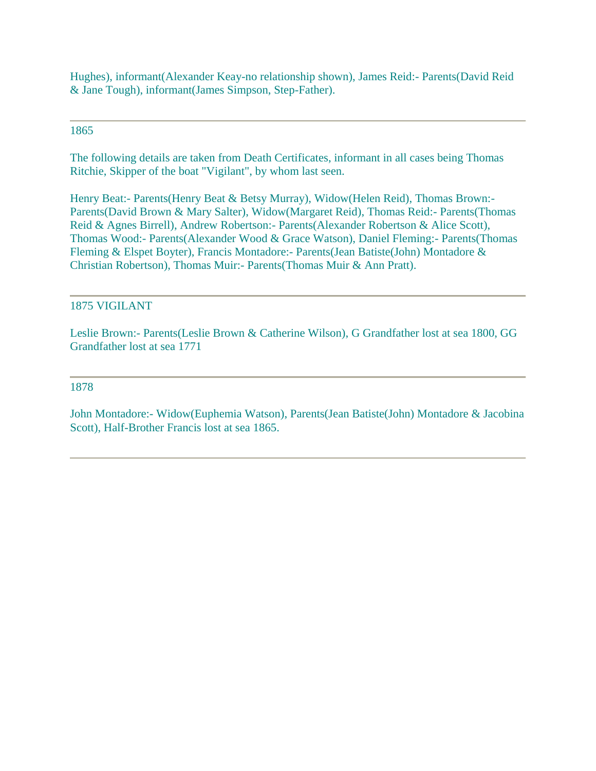Hughes), informant(Alexander Keay-no relationship shown), James Reid:- Parents(David Reid & Jane Tough), informant(James Simpson, Step-Father).

---

1865

The following details are taken from Death Certificates, informant in all cases being Thomas Ritchie, Skipper of the boat "Vigilant", by whom last seen.

Henry Beat:- Parents(Henry Beat & Betsy Murray), Widow(Helen Reid), Thomas Brown:- Parents(David Brown & Mary Salter), Widow(Margaret Reid), Thomas Reid:- Parents(Thomas Reid & Agnes Birrell), Andrew Robertson:- Parents(Alexander Robertson & Alice Scott), Thomas Wood:- Parents(Alexander Wood & Grace Watson), Daniel Fleming:- Parents(Thomas Fleming & Elspet Boyter), Francis Montadore:- Parents(Jean Batiste(John) Montadore & Christian Robertson), Thomas Muir:- Parents(Thomas Muir & Ann Pratt).

---

1875 VIGILANT

Leslie Brown:- Parents(Leslie Brown & Catherine Wilson), G Grandfather lost at sea 1800, GG Grandfather lost at sea 1771

---

1878

John Montadore:- Widow(Euphemia Watson), Parents(Jean Batiste(John) Montadore & Jacobina Scott), Half-Brother Francis lost at sea 1865.

---